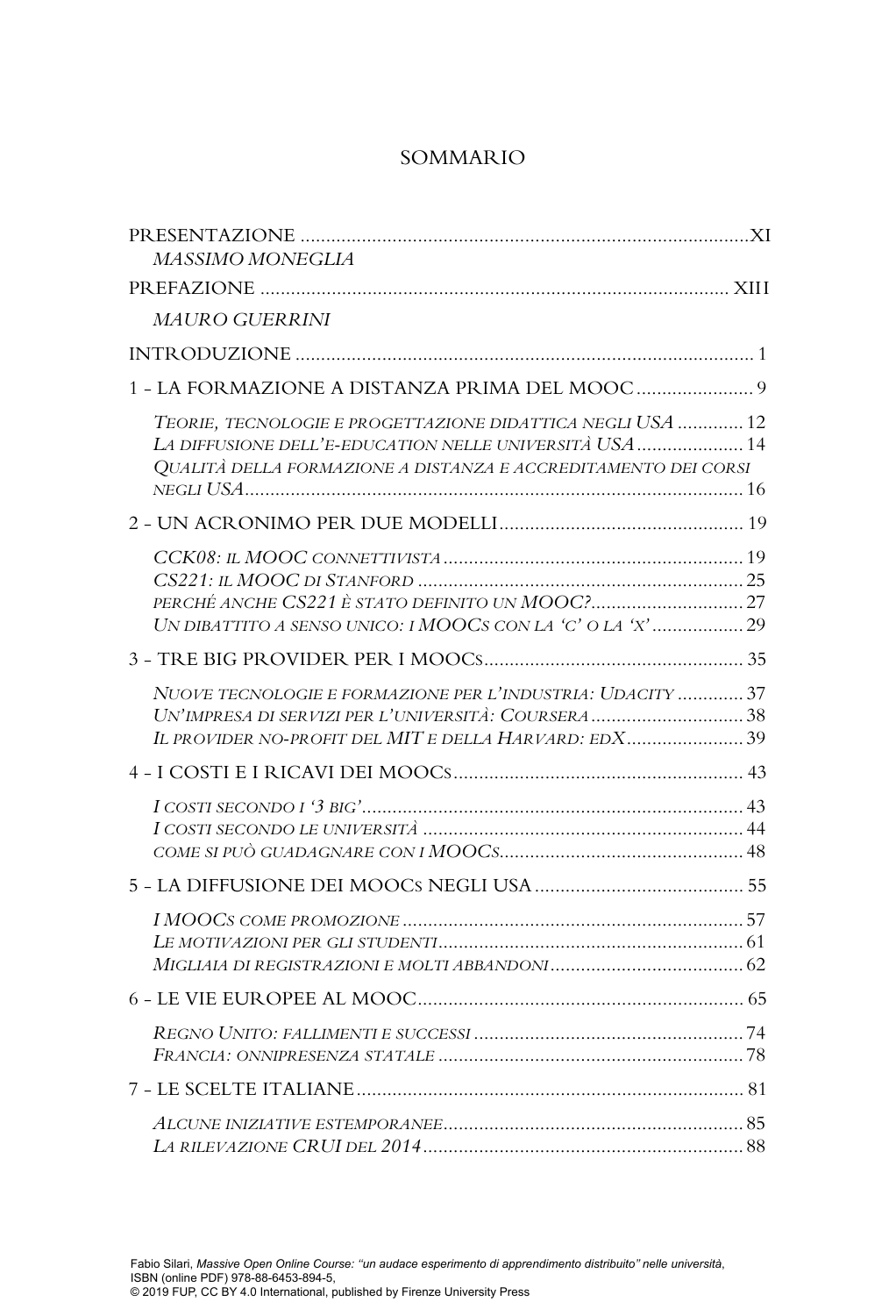# SOMMARIO

PRESENTAZIONE ........................................................................................XI
*MASSIMO MONEGLIA*

PREFAZIONE ........................................................................................ XIII
*MAURO GUERRINI*

INTRODUZIONE ........................................................................................ 1

1 - LA FORMAZIONE A DISTANZA PRIMA DEL MOOC ....................... 9

*Teorie, tecnologie e progettazione didattica negli USA* ............. 12
*La diffusione dell'e-education nelle università USA* ..................... 14
*Qualità della formazione a distanza e accreditamento dei corsi negli USA* ................................................................................................ 16

2 - UN ACRONIMO PER DUE MODELLI ............................................... 19

*CCK08: il MOOC connettivista* ........................................................... 19
*CS221: il MOOC di Stanford* ................................................................ 25
*perché anche CS221 è stato definito un MOOC?* .............................. 27
*Un dibattito a senso unico: i MOOCs con la 'c' o la 'x'* .................. 29

3 - TRE BIG PROVIDER PER I MOOCs .................................................. 35

*Nuove tecnologie e formazione per l'industria: Udacity* ............. 37
*Un'impresa di servizi per l'università: Coursera* .............................. 38
*Il provider no-profit del MIT e della Harvard: edX* ........................ 39

4 - I COSTI E I RICAVI DEI MOOCs ......................................................... 43

*I costi secondo i '3 big'* .......................................................................... 43
*I costi secondo le università* ................................................................. 44
*come si può guadagnare con i MOOCs* ................................................ 48

5 - LA DIFFUSIONE DEI MOOCs NEGLI USA ......................................... 55

*I MOOCs come promozione* .................................................................. 57
*Le motivazioni per gli studenti* ............................................................ 61
*Migliaia di registrazioni e molti abbandoni* ...................................... 62

6 - LE VIE EUROPEE AL MOOC ................................................................ 65

*Regno Unito: fallimenti e successi* ..................................................... 74
*Francia: onnipresenza statale* ............................................................. 78

7 - LE SCELTE ITALIANE ............................................................................ 81

*Alcune iniziative estemporanee* ........................................................... 85
*La rilevazione CRUI del 2014* ............................................................... 88

Fabio Silari, *Massive Open Online Course: "un audace esperimento di apprendimento distribuito" nelle università*, ISBN (online PDF) 978-88-6453-894-5, © 2019 FUP, CC BY 4.0 International, published by Firenze University Press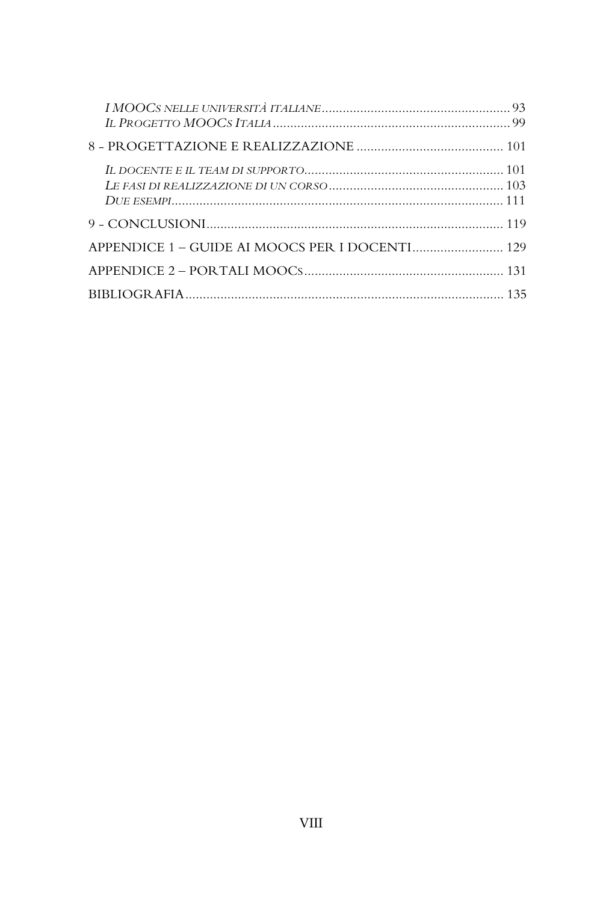*I MOOCs nelle università italiane* ...................................................... 93
*Il Progetto MOOCs Italia* .................................................................... 99

8 - PROGETTAZIONE E REALIZZAZIONE .......................................... 101

*Il docente e il team di supporto* ......................................................... 101
*Le fasi di realizzazione di un corso* .................................................. 103
*Due esempi* .............................................................................................. 111

9 - CONCLUSIONI .................................................................................... 119

APPENDICE 1 – GUIDE AI MOOCS PER I DOCENTI .......................... 129

APPENDICE 2 – PORTALI MOOCs ........................................................ 131

BIBLIOGRAFIA ........................................................................................... 135